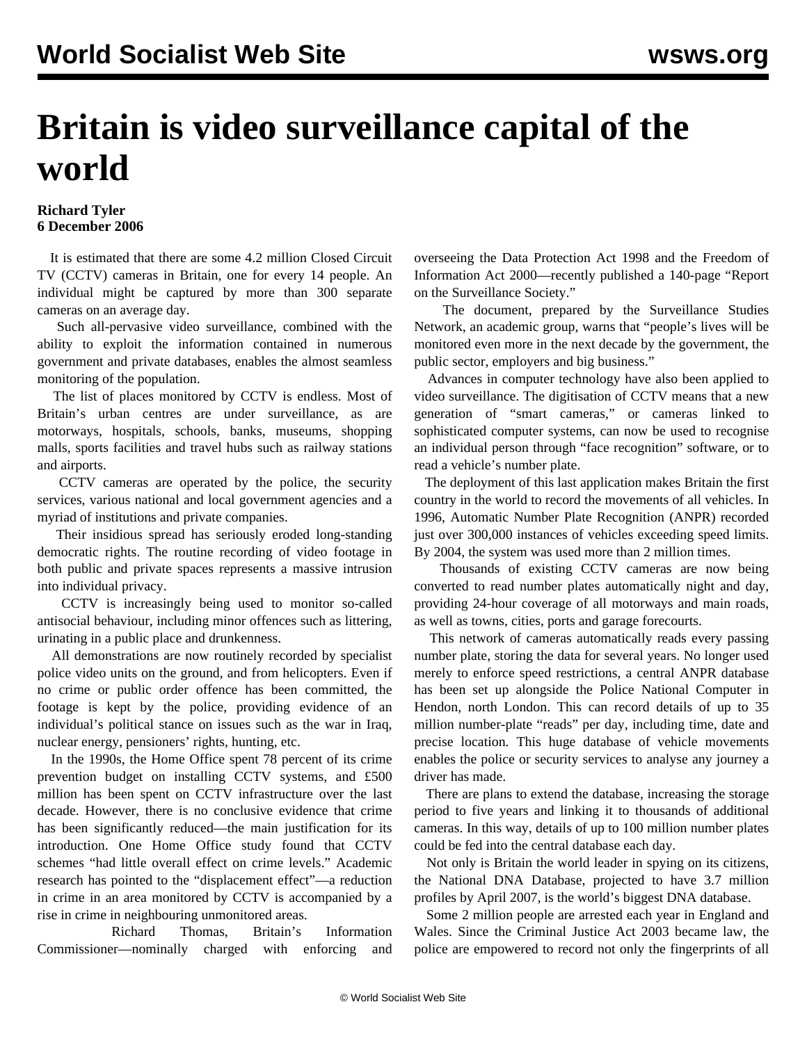# Britain is video surveillance capital of the world

**Richard Tyler**
**6 December 2006**

It is estimated that there are some 4.2 million Closed Circuit TV (CCTV) cameras in Britain, one for every 14 people. An individual might be captured by more than 300 separate cameras on an average day.

Such all-pervasive video surveillance, combined with the ability to exploit the information contained in numerous government and private databases, enables the almost seamless monitoring of the population.

The list of places monitored by CCTV is endless. Most of Britain's urban centres are under surveillance, as are motorways, hospitals, schools, banks, museums, shopping malls, sports facilities and travel hubs such as railway stations and airports.

CCTV cameras are operated by the police, the security services, various national and local government agencies and a myriad of institutions and private companies.

Their insidious spread has seriously eroded long-standing democratic rights. The routine recording of video footage in both public and private spaces represents a massive intrusion into individual privacy.

CCTV is increasingly being used to monitor so-called antisocial behaviour, including minor offences such as littering, urinating in a public place and drunkenness.

All demonstrations are now routinely recorded by specialist police video units on the ground, and from helicopters. Even if no crime or public order offence has been committed, the footage is kept by the police, providing evidence of an individual's political stance on issues such as the war in Iraq, nuclear energy, pensioners' rights, hunting, etc.

In the 1990s, the Home Office spent 78 percent of its crime prevention budget on installing CCTV systems, and £500 million has been spent on CCTV infrastructure over the last decade. However, there is no conclusive evidence that crime has been significantly reduced—the main justification for its introduction. One Home Office study found that CCTV schemes "had little overall effect on crime levels." Academic research has pointed to the "displacement effect"—a reduction in crime in an area monitored by CCTV is accompanied by a rise in crime in neighbouring unmonitored areas.

Richard Thomas, Britain's Information Commissioner—nominally charged with enforcing and overseeing the Data Protection Act 1998 and the Freedom of Information Act 2000—recently published a 140-page "Report on the Surveillance Society."

The document, prepared by the Surveillance Studies Network, an academic group, warns that "people's lives will be monitored even more in the next decade by the government, the public sector, employers and big business."

Advances in computer technology have also been applied to video surveillance. The digitisation of CCTV means that a new generation of "smart cameras," or cameras linked to sophisticated computer systems, can now be used to recognise an individual person through "face recognition" software, or to read a vehicle's number plate.

The deployment of this last application makes Britain the first country in the world to record the movements of all vehicles. In 1996, Automatic Number Plate Recognition (ANPR) recorded just over 300,000 instances of vehicles exceeding speed limits. By 2004, the system was used more than 2 million times.

Thousands of existing CCTV cameras are now being converted to read number plates automatically night and day, providing 24-hour coverage of all motorways and main roads, as well as towns, cities, ports and garage forecourts.

This network of cameras automatically reads every passing number plate, storing the data for several years. No longer used merely to enforce speed restrictions, a central ANPR database has been set up alongside the Police National Computer in Hendon, north London. This can record details of up to 35 million number-plate "reads" per day, including time, date and precise location. This huge database of vehicle movements enables the police or security services to analyse any journey a driver has made.

There are plans to extend the database, increasing the storage period to five years and linking it to thousands of additional cameras. In this way, details of up to 100 million number plates could be fed into the central database each day.

Not only is Britain the world leader in spying on its citizens, the National DNA Database, projected to have 3.7 million profiles by April 2007, is the world's biggest DNA database.

Some 2 million people are arrested each year in England and Wales. Since the Criminal Justice Act 2003 became law, the police are empowered to record not only the fingerprints of all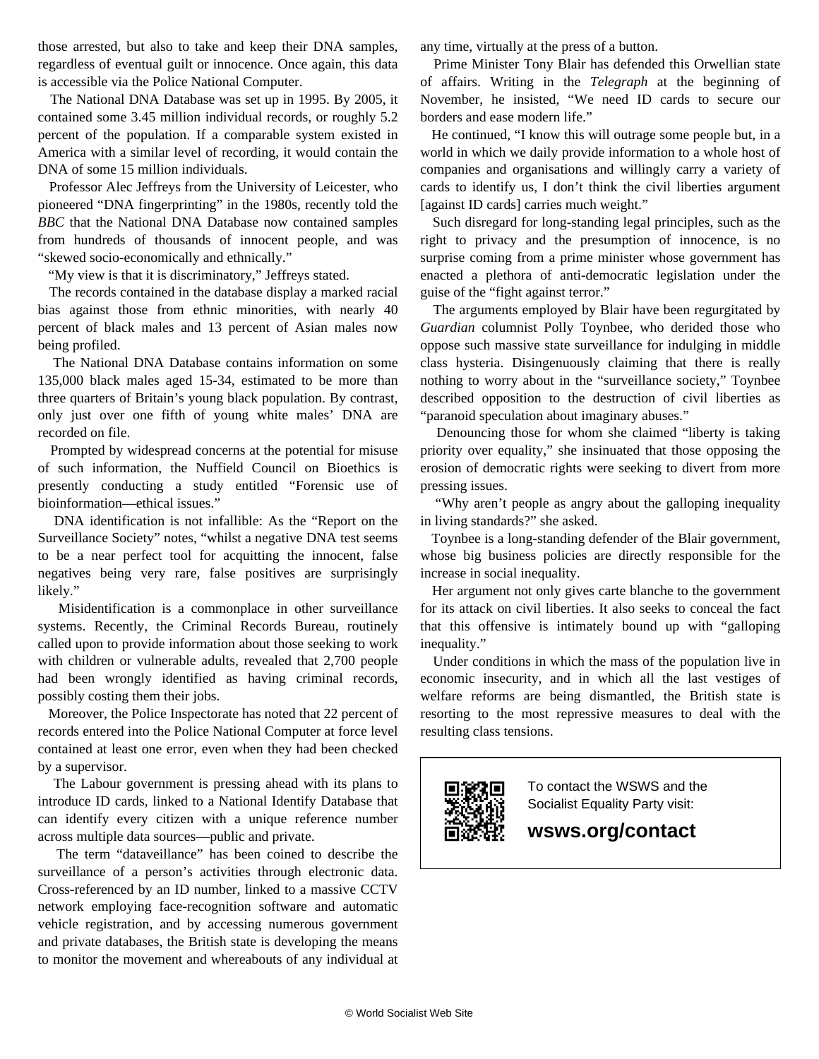those arrested, but also to take and keep their DNA samples, regardless of eventual guilt or innocence. Once again, this data is accessible via the Police National Computer.

The National DNA Database was set up in 1995. By 2005, it contained some 3.45 million individual records, or roughly 5.2 percent of the population. If a comparable system existed in America with a similar level of recording, it would contain the DNA of some 15 million individuals.

Professor Alec Jeffreys from the University of Leicester, who pioneered "DNA fingerprinting" in the 1980s, recently told the *BBC* that the National DNA Database now contained samples from hundreds of thousands of innocent people, and was "skewed socio-economically and ethnically."

"My view is that it is discriminatory," Jeffreys stated.

The records contained in the database display a marked racial bias against those from ethnic minorities, with nearly 40 percent of black males and 13 percent of Asian males now being profiled.

The National DNA Database contains information on some 135,000 black males aged 15-34, estimated to be more than three quarters of Britain's young black population. By contrast, only just over one fifth of young white males' DNA are recorded on file.

Prompted by widespread concerns at the potential for misuse of such information, the Nuffield Council on Bioethics is presently conducting a study entitled "Forensic use of bioinformation—ethical issues."

DNA identification is not infallible: As the "Report on the Surveillance Society" notes, "whilst a negative DNA test seems to be a near perfect tool for acquitting the innocent, false negatives being very rare, false positives are surprisingly likely."

Misidentification is a commonplace in other surveillance systems. Recently, the Criminal Records Bureau, routinely called upon to provide information about those seeking to work with children or vulnerable adults, revealed that 2,700 people had been wrongly identified as having criminal records, possibly costing them their jobs.

Moreover, the Police Inspectorate has noted that 22 percent of records entered into the Police National Computer at force level contained at least one error, even when they had been checked by a supervisor.

The Labour government is pressing ahead with its plans to introduce ID cards, linked to a National Identify Database that can identify every citizen with a unique reference number across multiple data sources—public and private.

The term "dataveillance" has been coined to describe the surveillance of a person's activities through electronic data. Cross-referenced by an ID number, linked to a massive CCTV network employing face-recognition software and automatic vehicle registration, and by accessing numerous government and private databases, the British state is developing the means to monitor the movement and whereabouts of any individual at any time, virtually at the press of a button.

Prime Minister Tony Blair has defended this Orwellian state of affairs. Writing in the *Telegraph* at the beginning of November, he insisted, "We need ID cards to secure our borders and ease modern life."

He continued, "I know this will outrage some people but, in a world in which we daily provide information to a whole host of companies and organisations and willingly carry a variety of cards to identify us, I don't think the civil liberties argument [against ID cards] carries much weight."

Such disregard for long-standing legal principles, such as the right to privacy and the presumption of innocence, is no surprise coming from a prime minister whose government has enacted a plethora of anti-democratic legislation under the guise of the "fight against terror."

The arguments employed by Blair have been regurgitated by *Guardian* columnist Polly Toynbee, who derided those who oppose such massive state surveillance for indulging in middle class hysteria. Disingenuously claiming that there is really nothing to worry about in the "surveillance society," Toynbee described opposition to the destruction of civil liberties as "paranoid speculation about imaginary abuses."

Denouncing those for whom she claimed "liberty is taking priority over equality," she insinuated that those opposing the erosion of democratic rights were seeking to divert from more pressing issues.

"Why aren't people as angry about the galloping inequality in living standards?" she asked.

Toynbee is a long-standing defender of the Blair government, whose big business policies are directly responsible for the increase in social inequality.

Her argument not only gives carte blanche to the government for its attack on civil liberties. It also seeks to conceal the fact that this offensive is intimately bound up with "galloping inequality."

Under conditions in which the mass of the population live in economic insecurity, and in which all the last vestiges of welfare reforms are being dismantled, the British state is resorting to the most repressive measures to deal with the resulting class tensions.

To contact the WSWS and the Socialist Equality Party visit:

**wsws.org/contact**